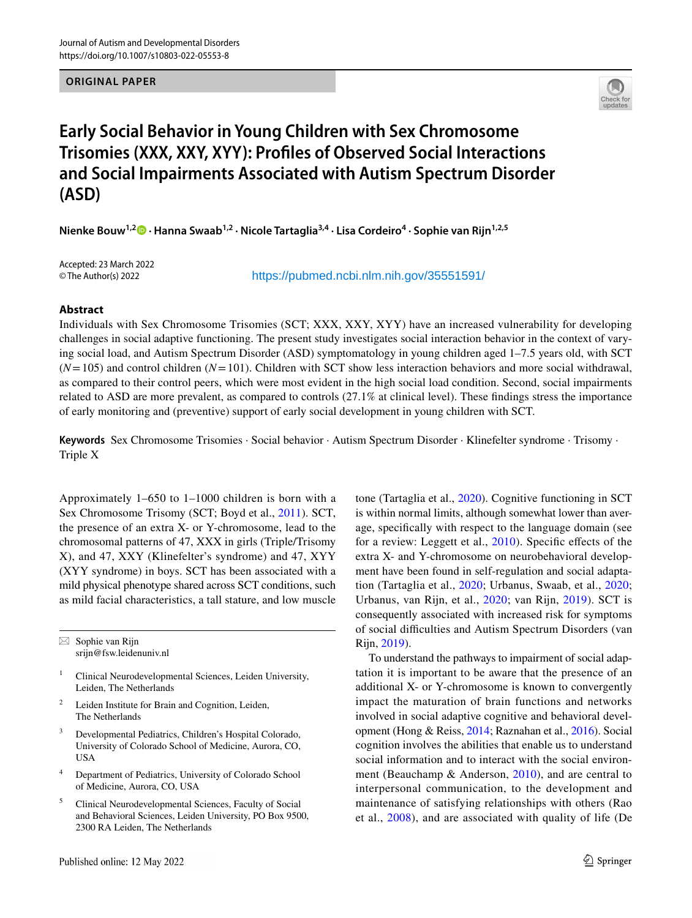ORIGINAL PAPER

# Early Social Behavior in Young Children with Sex Chromosome Trisomies (XXX, XXY, XYY): Profiles of Observed Social Interactions and Social Impairments Associated with Autism Spectrum Disorder (ASD)

**Nienke Bouw**[1,2] · **Hanna Swaab**[1,2] · **Nicole Tartaglia**[3,4] · **Lisa Cordeiro**[4] · **Sophie van Rijn**[1,2,5]

Accepted: 23 March 2022
© The Author(s) 2022

https://pubmed.ncbi.nlm.nih.gov/35551591/

## Abstract

Individuals with Sex Chromosome Trisomies (SCT; XXX, XXY, XYY) have an increased vulnerability for developing challenges in social adaptive functioning. The present study investigates social interaction behavior in the context of varying social load, and Autism Spectrum Disorder (ASD) symptomatology in young children aged 1–7.5 years old, with SCT ($N = 105$) and control children ($N = 101$). Children with SCT show less interaction behaviors and more social withdrawal, as compared to their control peers, which were most evident in the high social load condition. Second, social impairments related to ASD are more prevalent, as compared to controls (27.1% at clinical level). These findings stress the importance of early monitoring and (preventive) support of early social development in young children with SCT.

**Keywords** Sex Chromosome Trisomies · Social behavior · Autism Spectrum Disorder · Klinefelter syndrome · Trisomy · Triple X

Approximately 1–650 to 1–1000 children is born with a Sex Chromosome Trisomy (SCT; Boyd et al., 2011). SCT, the presence of an extra X- or Y-chromosome, lead to the chromosomal patterns of 47, XXX in girls (Triple/Trisomy X), and 47, XXY (Klinefelter's syndrome) and 47, XYY (XYY syndrome) in boys. SCT has been associated with a mild physical phenotype shared across SCT conditions, such as mild facial characteristics, a tall stature, and low muscle tone (Tartaglia et al., 2020). Cognitive functioning in SCT is within normal limits, although somewhat lower than average, specifically with respect to the language domain (see for a review: Leggett et al., 2010). Specific effects of the extra X- and Y-chromosome on neurobehavioral development have been found in self-regulation and social adaptation (Tartaglia et al., 2020; Urbanus, Swaab, et al., 2020; Urbanus, van Rijn, et al., 2020; van Rijn, 2019). SCT is consequently associated with increased risk for symptoms of social difficulties and Autism Spectrum Disorders (van Rijn, 2019).

To understand the pathways to impairment of social adaptation it is important to be aware that the presence of an additional X- or Y-chromosome is known to convergently impact the maturation of brain functions and networks involved in social adaptive cognitive and behavioral development (Hong & Reiss, 2014; Raznahan et al., 2016). Social cognition involves the abilities that enable us to understand social information and to interact with the social environment (Beauchamp & Anderson, 2010), and are central to interpersonal communication, to the development and maintenance of satisfying relationships with others (Rao et al., 2008), and are associated with quality of life (De

✉ Sophie van Rijn
srijn@fsw.leidenuniv.nl

[1] Clinical Neurodevelopmental Sciences, Leiden University, Leiden, The Netherlands

[2] Leiden Institute for Brain and Cognition, Leiden, The Netherlands

[3] Developmental Pediatrics, Children's Hospital Colorado, University of Colorado School of Medicine, Aurora, CO, USA

[4] Department of Pediatrics, University of Colorado School of Medicine, Aurora, CO, USA

[5] Clinical Neurodevelopmental Sciences, Faculty of Social and Behavioral Sciences, Leiden University, PO Box 9500, 2300 RA Leiden, The Netherlands

Published online: 12 May 2022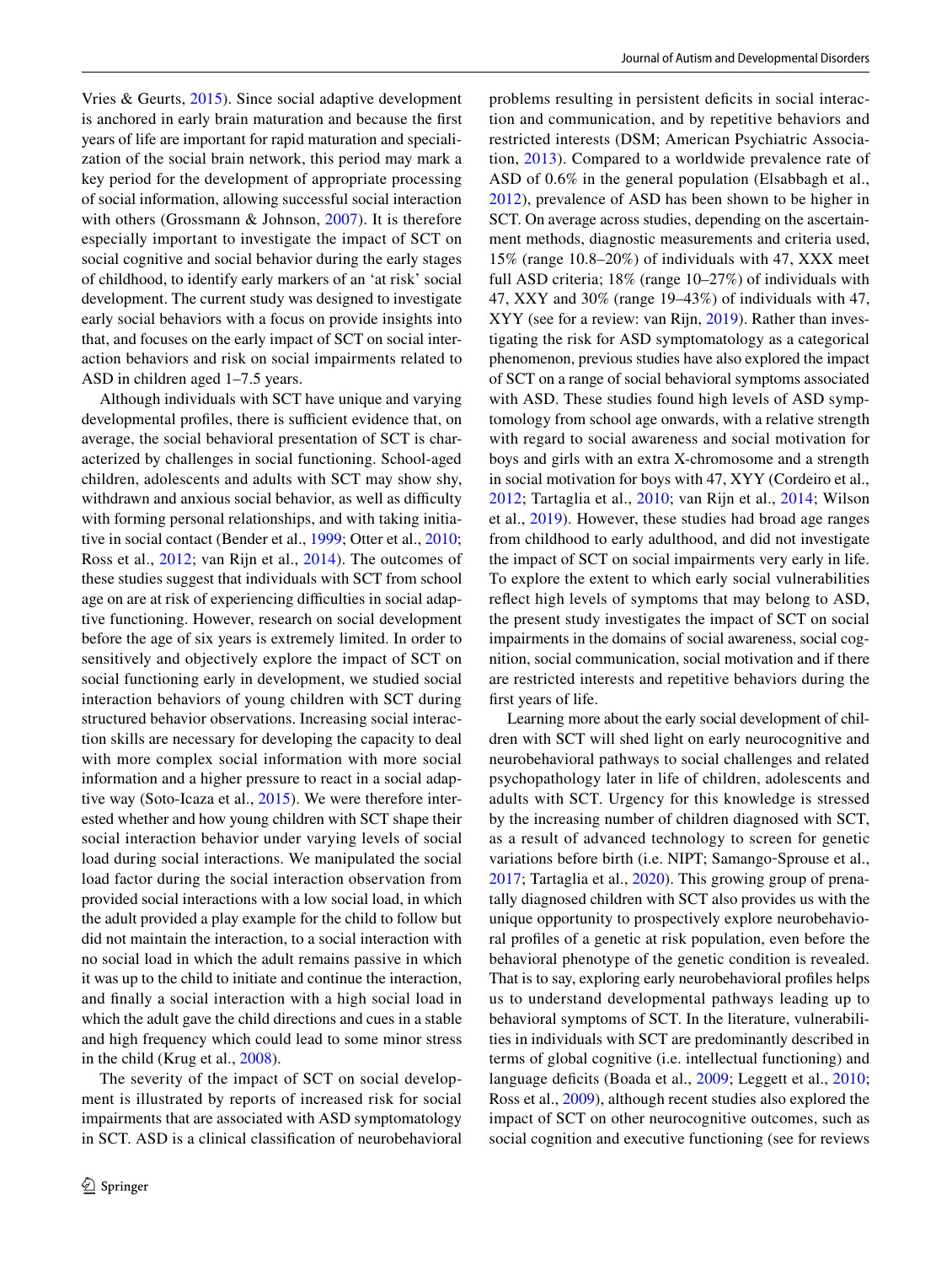Vries & Geurts, 2015). Since social adaptive development is anchored in early brain maturation and because the first years of life are important for rapid maturation and specialization of the social brain network, this period may mark a key period for the development of appropriate processing of social information, allowing successful social interaction with others (Grossmann & Johnson, 2007). It is therefore especially important to investigate the impact of SCT on social cognitive and social behavior during the early stages of childhood, to identify early markers of an 'at risk' social development. The current study was designed to investigate early social behaviors with a focus on provide insights into that, and focuses on the early impact of SCT on social interaction behaviors and risk on social impairments related to ASD in children aged 1–7.5 years.

Although individuals with SCT have unique and varying developmental profiles, there is sufficient evidence that, on average, the social behavioral presentation of SCT is characterized by challenges in social functioning. School-aged children, adolescents and adults with SCT may show shy, withdrawn and anxious social behavior, as well as difficulty with forming personal relationships, and with taking initiative in social contact (Bender et al., 1999; Otter et al., 2010; Ross et al., 2012; van Rijn et al., 2014). The outcomes of these studies suggest that individuals with SCT from school age on are at risk of experiencing difficulties in social adaptive functioning. However, research on social development before the age of six years is extremely limited. In order to sensitively and objectively explore the impact of SCT on social functioning early in development, we studied social interaction behaviors of young children with SCT during structured behavior observations. Increasing social interaction skills are necessary for developing the capacity to deal with more complex social information with more social information and a higher pressure to react in a social adaptive way (Soto-Icaza et al., 2015). We were therefore interested whether and how young children with SCT shape their social interaction behavior under varying levels of social load during social interactions. We manipulated the social load factor during the social interaction observation from provided social interactions with a low social load, in which the adult provided a play example for the child to follow but did not maintain the interaction, to a social interaction with no social load in which the adult remains passive in which it was up to the child to initiate and continue the interaction, and finally a social interaction with a high social load in which the adult gave the child directions and cues in a stable and high frequency which could lead to some minor stress in the child (Krug et al., 2008).

The severity of the impact of SCT on social development is illustrated by reports of increased risk for social impairments that are associated with ASD symptomatology in SCT. ASD is a clinical classification of neurobehavioral problems resulting in persistent deficits in social interaction and communication, and by repetitive behaviors and restricted interests (DSM; American Psychiatric Association, 2013). Compared to a worldwide prevalence rate of ASD of 0.6% in the general population (Elsabbagh et al., 2012), prevalence of ASD has been shown to be higher in SCT. On average across studies, depending on the ascertainment methods, diagnostic measurements and criteria used, 15% (range 10.8–20%) of individuals with 47, XXX meet full ASD criteria; 18% (range 10–27%) of individuals with 47, XXY and 30% (range 19–43%) of individuals with 47, XYY (see for a review: van Rijn, 2019). Rather than investigating the risk for ASD symptomatology as a categorical phenomenon, previous studies have also explored the impact of SCT on a range of social behavioral symptoms associated with ASD. These studies found high levels of ASD symptomatology from school age onwards, with a relative strength with regard to social awareness and social motivation for boys and girls with an extra X-chromosome and a strength in social motivation for boys with 47, XYY (Cordeiro et al., 2012; Tartaglia et al., 2010; van Rijn et al., 2014; Wilson et al., 2019). However, these studies had broad age ranges from childhood to early adulthood, and did not investigate the impact of SCT on social impairments very early in life. To explore the extent to which early social vulnerabilities reflect high levels of symptoms that may belong to ASD, the present study investigates the impact of SCT on social impairments in the domains of social awareness, social cognition, social communication, social motivation and if there are restricted interests and repetitive behaviors during the first years of life.

Learning more about the early social development of children with SCT will shed light on early neurocognitive and neurobehavioral pathways to social challenges and related psychopathology later in life of children, adolescents and adults with SCT. Urgency for this knowledge is stressed by the increasing number of children diagnosed with SCT, as a result of advanced technology to screen for genetic variations before birth (i.e. NIPT; Samango-Sprouse et al., 2017; Tartaglia et al., 2020). This growing group of prenatally diagnosed children with SCT also provides us with the unique opportunity to prospectively explore neurobehavioral profiles of a genetic at risk population, even before the behavioral phenotype of the genetic condition is revealed. That is to say, exploring early neurobehavioral profiles helps us to understand developmental pathways leading up to behavioral symptoms of SCT. In the literature, vulnerabilities in individuals with SCT are predominantly described in terms of global cognitive (i.e. intellectual functioning) and language deficits (Boada et al., 2009; Leggett et al., 2010; Ross et al., 2009), although recent studies also explored the impact of SCT on other neurocognitive outcomes, such as social cognition and executive functioning (see for reviews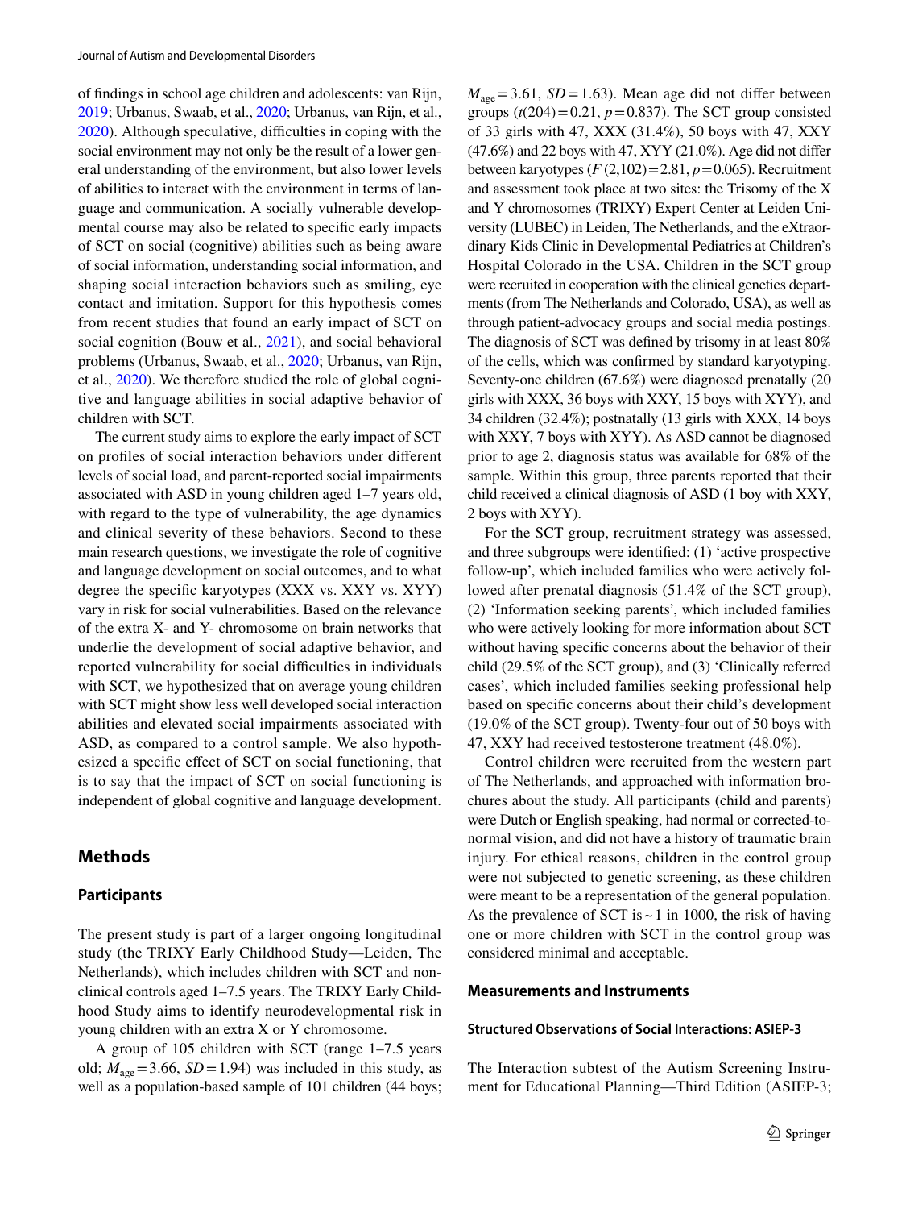of findings in school age children and adolescents: van Rijn, 2019; Urbanus, Swaab, et al., 2020; Urbanus, van Rijn, et al., 2020). Although speculative, difficulties in coping with the social environment may not only be the result of a lower general understanding of the environment, but also lower levels of abilities to interact with the environment in terms of language and communication. A socially vulnerable developmental course may also be related to specific early impacts of SCT on social (cognitive) abilities such as being aware of social information, understanding social information, and shaping social interaction behaviors such as smiling, eye contact and imitation. Support for this hypothesis comes from recent studies that found an early impact of SCT on social cognition (Bouw et al., 2021), and social behavioral problems (Urbanus, Swaab, et al., 2020; Urbanus, van Rijn, et al., 2020). We therefore studied the role of global cognitive and language abilities in social adaptive behavior of children with SCT.

The current study aims to explore the early impact of SCT on profiles of social interaction behaviors under different levels of social load, and parent-reported social impairments associated with ASD in young children aged 1–7 years old, with regard to the type of vulnerability, the age dynamics and clinical severity of these behaviors. Second to these main research questions, we investigate the role of cognitive and language development on social outcomes, and to what degree the specific karyotypes (XXX vs. XXY vs. XYY) vary in risk for social vulnerabilities. Based on the relevance of the extra X- and Y- chromosome on brain networks that underlie the development of social adaptive behavior, and reported vulnerability for social difficulties in individuals with SCT, we hypothesized that on average young children with SCT might show less well developed social interaction abilities and elevated social impairments associated with ASD, as compared to a control sample. We also hypothesized a specific effect of SCT on social functioning, that is to say that the impact of SCT on social functioning is independent of global cognitive and language development.

## Methods

### Participants

The present study is part of a larger ongoing longitudinal study (the TRIXY Early Childhood Study—Leiden, The Netherlands), which includes children with SCT and nonclinical controls aged 1–7.5 years. The TRIXY Early Childhood Study aims to identify neurodevelopmental risk in young children with an extra X or Y chromosome.

A group of 105 children with SCT (range 1–7.5 years old; $M_{age}=3.66$, $SD=1.94$) was included in this study, as well as a population-based sample of 101 children (44 boys; $M_{age}=3.61$, $SD=1.63$). Mean age did not differ between groups ($t(204)=0.21$, $p=0.837$). The SCT group consisted of 33 girls with 47, XXX (31.4%), 50 boys with 47, XXY (47.6%) and 22 boys with 47, XYY (21.0%). Age did not differ between karyotypes ($F\,(2,102)=2.81$, $p=0.065$). Recruitment and assessment took place at two sites: the Trisomy of the X and Y chromosomes (TRIXY) Expert Center at Leiden University (LUBEC) in Leiden, The Netherlands, and the eXtraordinary Kids Clinic in Developmental Pediatrics at Children's Hospital Colorado in the USA. Children in the SCT group were recruited in cooperation with the clinical genetics departments (from The Netherlands and Colorado, USA), as well as through patient-advocacy groups and social media postings. The diagnosis of SCT was defined by trisomy in at least 80% of the cells, which was confirmed by standard karyotyping. Seventy-one children (67.6%) were diagnosed prenatally (20 girls with XXX, 36 boys with XXY, 15 boys with XYY), and 34 children (32.4%); postnatally (13 girls with XXX, 14 boys with XXY, 7 boys with XYY). As ASD cannot be diagnosed prior to age 2, diagnosis status was available for 68% of the sample. Within this group, three parents reported that their child received a clinical diagnosis of ASD (1 boy with XXY, 2 boys with XYY).

For the SCT group, recruitment strategy was assessed, and three subgroups were identified: (1) 'active prospective follow-up', which included families who were actively followed after prenatal diagnosis (51.4% of the SCT group), (2) 'Information seeking parents', which included families who were actively looking for more information about SCT without having specific concerns about the behavior of their child (29.5% of the SCT group), and (3) 'Clinically referred cases', which included families seeking professional help based on specific concerns about their child's development (19.0% of the SCT group). Twenty-four out of 50 boys with 47, XXY had received testosterone treatment (48.0%).

Control children were recruited from the western part of The Netherlands, and approached with information brochures about the study. All participants (child and parents) were Dutch or English speaking, had normal or corrected-to-normal vision, and did not have a history of traumatic brain injury. For ethical reasons, children in the control group were not subjected to genetic screening, as these children were meant to be a representation of the general population. As the prevalence of SCT is ~1 in 1000, the risk of having one or more children with SCT in the control group was considered minimal and acceptable.

### Measurements and Instruments

#### Structured Observations of Social Interactions: ASIEP-3

The Interaction subtest of the Autism Screening Instrument for Educational Planning—Third Edition (ASIEP-3;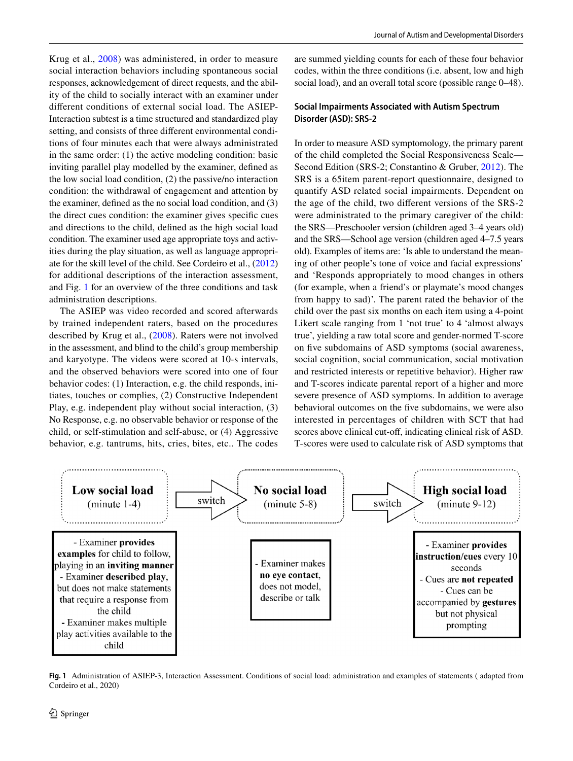Krug et al., 2008) was administered, in order to measure social interaction behaviors including spontaneous social responses, acknowledgement of direct requests, and the ability of the child to socially interact with an examiner under different conditions of external social load. The ASIEP-Interaction subtest is a time structured and standardized play setting, and consists of three different environmental conditions of four minutes each that were always administrated in the same order: (1) the active modeling condition: basic inviting parallel play modelled by the examiner, defined as the low social load condition, (2) the passive/no interaction condition: the withdrawal of engagement and attention by the examiner, defined as the no social load condition, and (3) the direct cues condition: the examiner gives specific cues and directions to the child, defined as the high social load condition. The examiner used age appropriate toys and activities during the play situation, as well as language appropriate for the skill level of the child. See Cordeiro et al., (2012) for additional descriptions of the interaction assessment, and Fig. 1 for an overview of the three conditions and task administration descriptions.

The ASIEP was video recorded and scored afterwards by trained independent raters, based on the procedures described by Krug et al., (2008). Raters were not involved in the assessment, and blind to the child's group membership and karyotype. The videos were scored at 10-s intervals, and the observed behaviors were scored into one of four behavior codes: (1) Interaction, e.g. the child responds, initiates, touches or complies, (2) Constructive Independent Play, e.g. independent play without social interaction, (3) No Response, e.g. no observable behavior or response of the child, or self-stimulation and self-abuse, or (4) Aggressive behavior, e.g. tantrums, hits, cries, bites, etc.. The codes are summed yielding counts for each of these four behavior codes, within the three conditions (i.e. absent, low and high social load), and an overall total score (possible range 0–48).

### Social Impairments Associated with Autism Spectrum Disorder (ASD): SRS-2

In order to measure ASD symptomology, the primary parent of the child completed the Social Responsiveness Scale—Second Edition (SRS-2; Constantino & Gruber, 2012). The SRS is a 65item parent-report questionnaire, designed to quantify ASD related social impairments. Dependent on the age of the child, two different versions of the SRS-2 were administrated to the primary caregiver of the child: the SRS—Preschooler version (children aged 3–4 years old) and the SRS—School age version (children aged 4–7.5 years old). Examples of items are: 'Is able to understand the meaning of other people's tone of voice and facial expressions' and 'Responds appropriately to mood changes in others (for example, when a friend's or playmate's mood changes from happy to sad)'. The parent rated the behavior of the child over the past six months on each item using a 4-point Likert scale ranging from 1 'not true' to 4 'almost always true', yielding a raw total score and gender-normed T-score on five subdomains of ASD symptoms (social awareness, social cognition, social communication, social motivation and restricted interests or repetitive behavior). Higher raw and T-scores indicate parental report of a higher and more severe presence of ASD symptoms. In addition to average behavioral outcomes on the five subdomains, we were also interested in percentages of children with SCT that had scores above clinical cut-off, indicating clinical risk of ASD. T-scores were used to calculate risk of ASD symptoms that

**Low social load** (minute 1-4) → switch → **No social load** (minute 5-8) → switch → **High social load** (minute 9-12)

Low social load:
- Examiner **provides examples** for child to follow, playing in an **inviting manner**
- Examiner **described play**, but does not make statements that require a response from the child
- Examiner makes multiple play activities available to the child

No social load:
- Examiner makes **no eye contact**, does not model, describe or talk

High social load:
- Examiner **provides instruction/cues** every 10 seconds
- Cues are **not repeated**
- Cues can be accompanied by **gestures** but not physical prompting

**Fig. 1** Administration of ASIEP-3, Interaction Assessment. Conditions of social load: administration and examples of statements ( adapted from Cordeiro et al., 2020)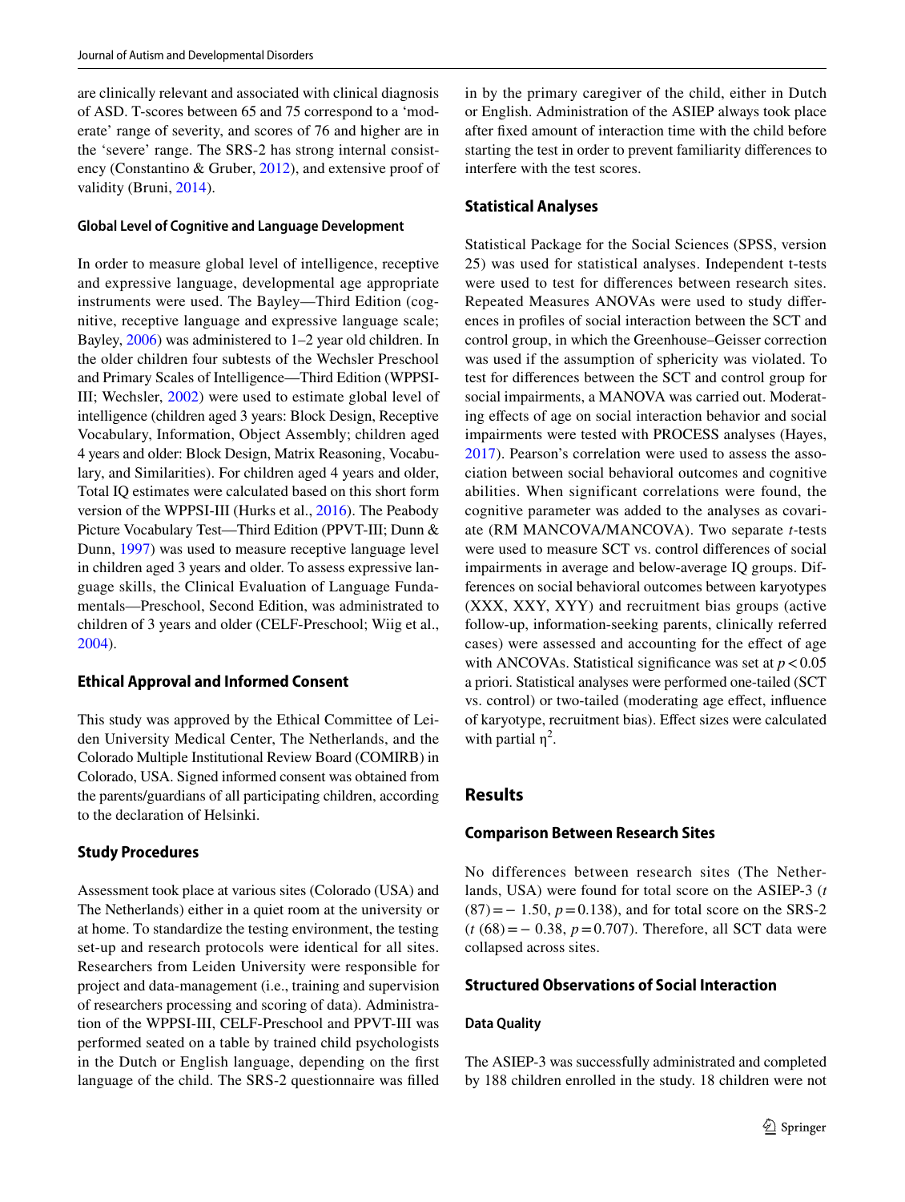are clinically relevant and associated with clinical diagnosis of ASD. T-scores between 65 and 75 correspond to a 'moderate' range of severity, and scores of 76 and higher are in the 'severe' range. The SRS-2 has strong internal consistency (Constantino & Gruber, 2012), and extensive proof of validity (Bruni, 2014).

#### Global Level of Cognitive and Language Development

In order to measure global level of intelligence, receptive and expressive language, developmental age appropriate instruments were used. The Bayley—Third Edition (cognitive, receptive language and expressive language scale; Bayley, 2006) was administered to 1–2 year old children. In the older children four subtests of the Wechsler Preschool and Primary Scales of Intelligence—Third Edition (WPPSI-III; Wechsler, 2002) were used to estimate global level of intelligence (children aged 3 years: Block Design, Receptive Vocabulary, Information, Object Assembly; children aged 4 years and older: Block Design, Matrix Reasoning, Vocabulary, and Similarities). For children aged 4 years and older, Total IQ estimates were calculated based on this short form version of the WPPSI-III (Hurks et al., 2016). The Peabody Picture Vocabulary Test—Third Edition (PPVT-III; Dunn & Dunn, 1997) was used to measure receptive language level in children aged 3 years and older. To assess expressive language skills, the Clinical Evaluation of Language Fundamentals—Preschool, Second Edition, was administrated to children of 3 years and older (CELF-Preschool; Wiig et al., 2004).

### Ethical Approval and Informed Consent

This study was approved by the Ethical Committee of Leiden University Medical Center, The Netherlands, and the Colorado Multiple Institutional Review Board (COMIRB) in Colorado, USA. Signed informed consent was obtained from the parents/guardians of all participating children, according to the declaration of Helsinki.

### Study Procedures

Assessment took place at various sites (Colorado (USA) and The Netherlands) either in a quiet room at the university or at home. To standardize the testing environment, the testing set-up and research protocols were identical for all sites. Researchers from Leiden University were responsible for project and data-management (i.e., training and supervision of researchers processing and scoring of data). Administration of the WPPSI-III, CELF-Preschool and PPVT-III was performed seated on a table by trained child psychologists in the Dutch or English language, depending on the first language of the child. The SRS-2 questionnaire was filled in by the primary caregiver of the child, either in Dutch or English. Administration of the ASIEP always took place after fixed amount of interaction time with the child before starting the test in order to prevent familiarity differences to interfere with the test scores.

### Statistical Analyses

Statistical Package for the Social Sciences (SPSS, version 25) was used for statistical analyses. Independent t-tests were used to test for differences between research sites. Repeated Measures ANOVAs were used to study differences in profiles of social interaction between the SCT and control group, in which the Greenhouse–Geisser correction was used if the assumption of sphericity was violated. To test for differences between the SCT and control group for social impairments, a MANOVA was carried out. Moderating effects of age on social interaction behavior and social impairments were tested with PROCESS analyses (Hayes, 2017). Pearson's correlation were used to assess the association between social behavioral outcomes and cognitive abilities. When significant correlations were found, the cognitive parameter was added to the analyses as covariate (RM MANCOVA/MANCOVA). Two separate *t*-tests were used to measure SCT vs. control differences of social impairments in average and below-average IQ groups. Differences on social behavioral outcomes between karyotypes (XXX, XXY, XYY) and recruitment bias groups (active follow-up, information-seeking parents, clinically referred cases) were assessed and accounting for the effect of age with ANCOVAs. Statistical significance was set at $p < 0.05$ a priori. Statistical analyses were performed one-tailed (SCT vs. control) or two-tailed (moderating age effect, influence of karyotype, recruitment bias). Effect sizes were calculated with partial $\eta^2$.

## Results

### Comparison Between Research Sites

No differences between research sites (The Netherlands, USA) were found for total score on the ASIEP-3 ($t(87) = -1.50$, $p = 0.138$), and for total score on the SRS-2 ($t(68) = -0.38$, $p = 0.707$). Therefore, all SCT data were collapsed across sites.

### Structured Observations of Social Interaction

#### Data Quality

The ASIEP-3 was successfully administrated and completed by 188 children enrolled in the study. 18 children were not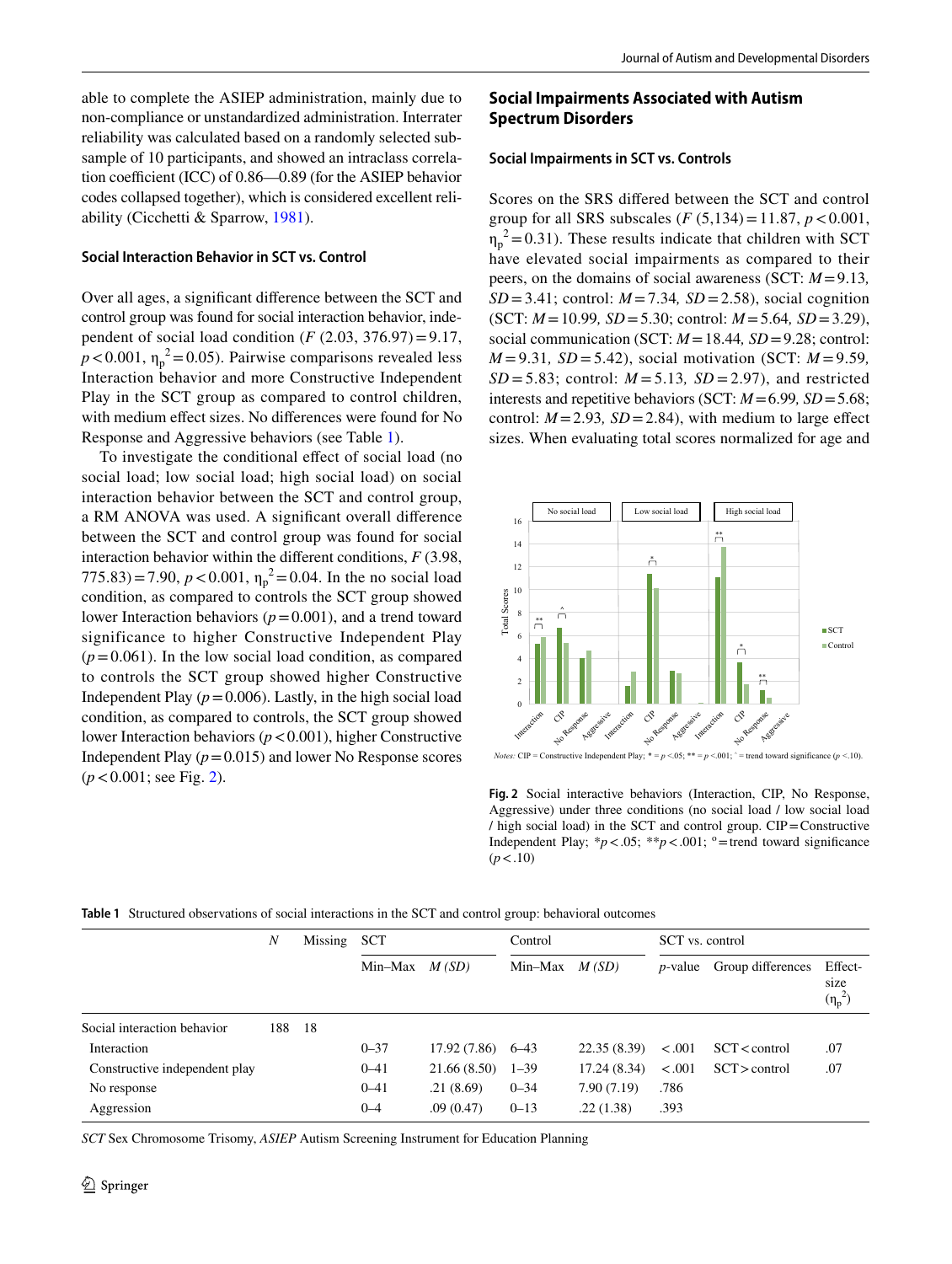able to complete the ASIEP administration, mainly due to non-compliance or unstandardized administration. Interrater reliability was calculated based on a randomly selected subsample of 10 participants, and showed an intraclass correlation coefficient (ICC) of 0.86—0.89 (for the ASIEP behavior codes collapsed together), which is considered excellent reliability (Cicchetti & Sparrow, 1981).

### Social Interaction Behavior in SCT vs. Control

Over all ages, a significant difference between the SCT and control group was found for social interaction behavior, independent of social load condition ($F$ (2.03, 376.97) = 9.17, $p < 0.001$, $\eta_p^2 = 0.05$). Pairwise comparisons revealed less Interaction behavior and more Constructive Independent Play in the SCT group as compared to control children, with medium effect sizes. No differences were found for No Response and Aggressive behaviors (see Table 1).

To investigate the conditional effect of social load (no social load; low social load; high social load) on social interaction behavior between the SCT and control group, a RM ANOVA was used. A significant overall difference between the SCT and control group was found for social interaction behavior within the different conditions, $F$ (3.98, 775.83) = 7.90, $p < 0.001$, $\eta_p^2 = 0.04$. In the no social load condition, as compared to controls the SCT group showed lower Interaction behaviors ($p = 0.001$), and a trend toward significance to higher Constructive Independent Play ($p = 0.061$). In the low social load condition, as compared to controls the SCT group showed higher Constructive Independent Play ($p = 0.006$). Lastly, in the high social load condition, as compared to controls, the SCT group showed lower Interaction behaviors ($p < 0.001$), higher Constructive Independent Play ($p = 0.015$) and lower No Response scores ($p < 0.001$; see Fig. 2).

## Social Impairments Associated with Autism Spectrum Disorders

### Social Impairments in SCT vs. Controls

Scores on the SRS differed between the SCT and control group for all SRS subscales ($F$ (5,134) = 11.87, $p < 0.001$, $\eta_p^2 = 0.31$). These results indicate that children with SCT have elevated social impairments as compared to their peers, on the domains of social awareness (SCT: $M = 9.13$, $SD = 3.41$; control: $M = 7.34$, $SD = 2.58$), social cognition (SCT: $M = 10.99$, $SD = 5.30$; control: $M = 5.64$, $SD = 3.29$), social communication (SCT: $M = 18.44$, $SD = 9.28$; control: $M = 9.31$, $SD = 5.42$), social motivation (SCT: $M = 9.59$, $SD = 5.83$; control: $M = 5.13$, $SD = 2.97$), and restricted interests and repetitive behaviors (SCT: $M = 6.99$, $SD = 5.68$; control: $M = 2.93$, $SD = 2.84$), with medium to large effect sizes. When evaluating total scores normalized for age and

**Fig. 2** Social interactive behaviors (Interaction, CIP, No Response, Aggressive) under three conditions (no social load / low social load / high social load) in the SCT and control group. CIP = Constructive Independent Play; *$p < .05$; **$p < .001$; ° = trend toward significance ($p < .10$)

**Table 1** Structured observations of social interactions in the SCT and control group: behavioral outcomes

| | $N$ | Missing | SCT | | Control | | SCT vs. control | | |
|---|---|---|---|---|---|---|---|---|---|
| | | | Min–Max | $M$ ($SD$) | Min–Max | $M$ ($SD$) | $p$-value | Group differences | Effect-size ($\eta_p^2$) |
| Social interaction behavior | 188 | 18 | | | | | | | |
| Interaction | | | 0–37 | 17.92 (7.86) | 6–43 | 22.35 (8.39) | < .001 | SCT < control | .07 |
| Constructive independent play | | | 0–41 | 21.66 (8.50) | 1–39 | 17.24 (8.34) | < .001 | SCT > control | .07 |
| No response | | | 0–41 | .21 (8.69) | 0–34 | 7.90 (7.19) | .786 | | |
| Aggression | | | 0–4 | .09 (0.47) | 0–13 | .22 (1.38) | .393 | | |

*SCT* Sex Chromosome Trisomy, *ASIEP* Autism Screening Instrument for Education Planning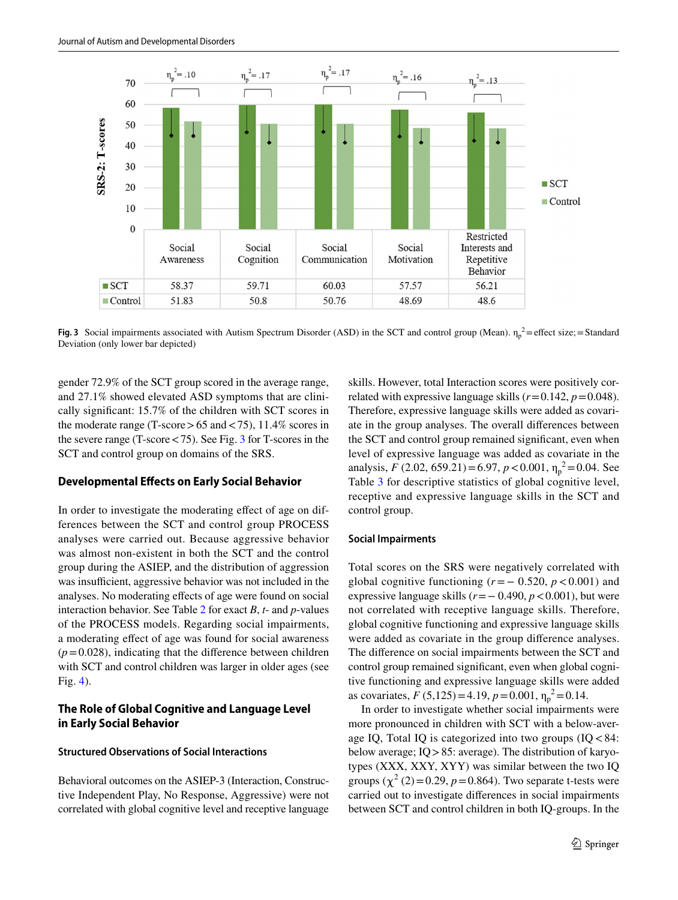| | Social Awareness | Social Cognition | Social Communication | Social Motivation | Restricted Interests and Repetitive Behavior |
|---|---|---|---|---|---|
| SCT | 58.37 | 59.71 | 60.03 | 57.57 | 56.21 |
| Control | 51.83 | 50.8 | 50.76 | 48.69 | 48.6 |

**Fig. 3** Social impairments associated with Autism Spectrum Disorder (ASD) in the SCT and control group (Mean). $\eta_p^2$ = effect size; = Standard Deviation (only lower bar depicted)

gender 72.9% of the SCT group scored in the average range, and 27.1% showed elevated ASD symptoms that are clinically significant: 15.7% of the children with SCT scores in the moderate range (T-score > 65 and < 75), 11.4% scores in the severe range (T-score < 75). See Fig. 3 for T-scores in the SCT and control group on domains of the SRS.

### Developmental Effects on Early Social Behavior

In order to investigate the moderating effect of age on differences between the SCT and control group PROCESS analyses were carried out. Because aggressive behavior was almost non-existent in both the SCT and the control group during the ASIEP, and the distribution of aggression was insufficient, aggressive behavior was not included in the analyses. No moderating effects of age were found on social interaction behavior. See Table 2 for exact *B*, *t*- and *p*-values of the PROCESS models. Regarding social impairments, a moderating effect of age was found for social awareness ($p = 0.028$), indicating that the difference between children with SCT and control children was larger in older ages (see Fig. 4).

### The Role of Global Cognitive and Language Level in Early Social Behavior

#### Structured Observations of Social Interactions

Behavioral outcomes on the ASIEP-3 (Interaction, Constructive Independent Play, No Response, Aggressive) were not correlated with global cognitive level and receptive language skills. However, total Interaction scores were positively correlated with expressive language skills ($r = 0.142$, $p = 0.048$). Therefore, expressive language skills were added as covariate in the group analyses. The overall differences between the SCT and control group remained significant, even when level of expressive language was added as covariate in the analysis, $F$ (2.02, 659.21) = 6.97, $p < 0.001$, $\eta_p^2 = 0.04$. See Table 3 for descriptive statistics of global cognitive level, receptive and expressive language skills in the SCT and control group.

#### Social Impairments

Total scores on the SRS were negatively correlated with global cognitive functioning ($r = -0.520$, $p < 0.001$) and expressive language skills ($r = -0.490$, $p < 0.001$), but were not correlated with receptive language skills. Therefore, global cognitive functioning and expressive language skills were added as covariate in the group difference analyses. The difference on social impairments between the SCT and control group remained significant, even when global cognitive functioning and expressive language skills were added as covariates, $F$ (5,125) = 4.19, $p = 0.001$, $\eta_p^2 = 0.14$.

In order to investigate whether social impairments were more pronounced in children with SCT with a below-average IQ, Total IQ is categorized into two groups (IQ < 84: below average; IQ > 85: average). The distribution of karyotypes (XXX, XXY, XYY) was similar between the two IQ groups ($\chi^2$ (2) = 0.29, $p = 0.864$). Two separate t-tests were carried out to investigate differences in social impairments between SCT and control children in both IQ-groups. In the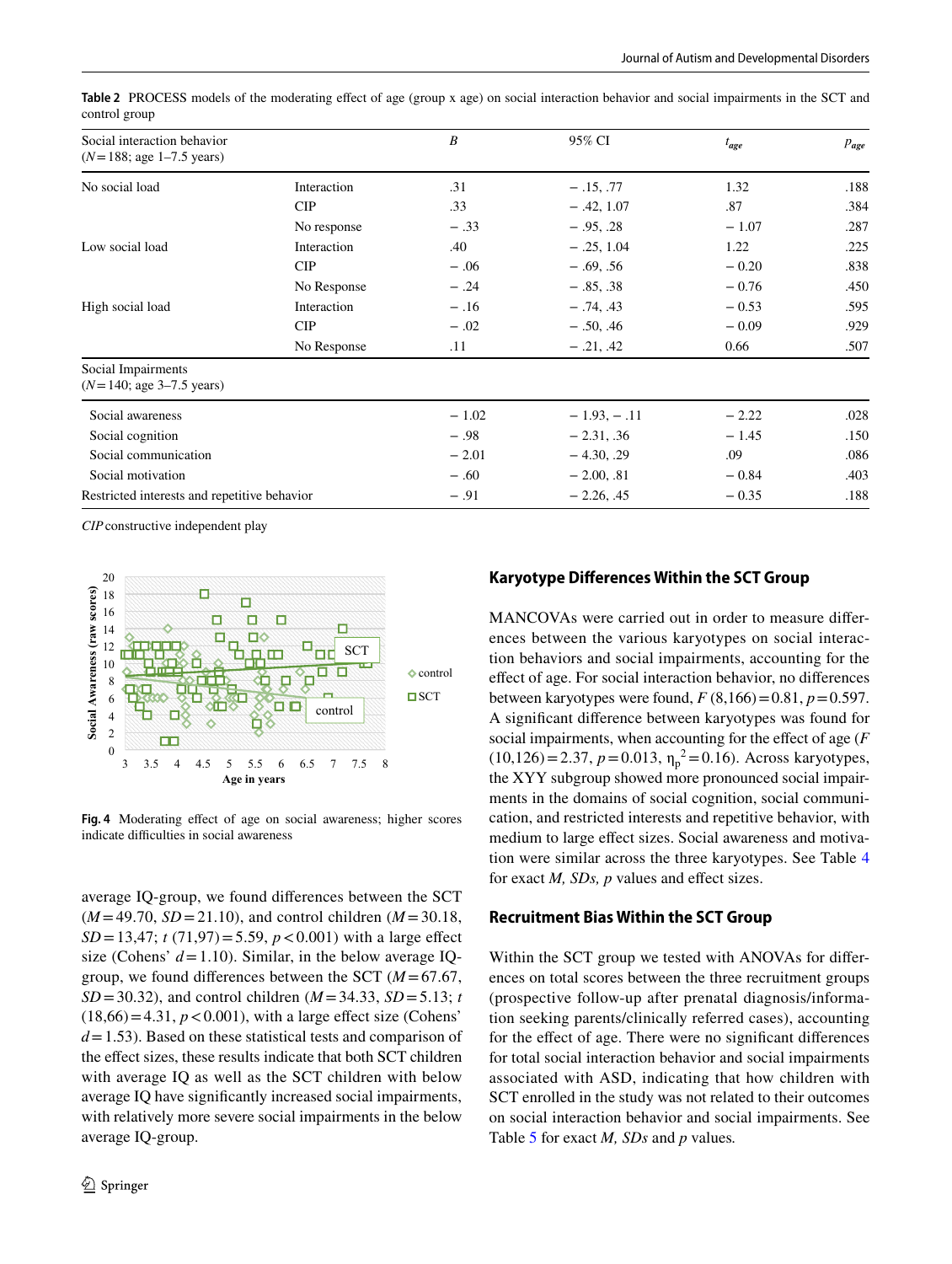**Table 2** PROCESS models of the moderating effect of age (group x age) on social interaction behavior and social impairments in the SCT and control group

| Social interaction behavior ($N$ = 188; age 1–7.5 years) | | $B$ | 95% CI | $t_{age}$ | $p_{age}$ |
|---|---|---|---|---|---|
| No social load | Interaction | .31 | − .15, .77 | 1.32 | .188 |
| | CIP | .33 | − .42, 1.07 | .87 | .384 |
| | No response | − .33 | − .95, .28 | − 1.07 | .287 |
| Low social load | Interaction | .40 | − .25, 1.04 | 1.22 | .225 |
| | CIP | − .06 | − .69, .56 | − 0.20 | .838 |
| | No Response | − .24 | − .85, .38 | − 0.76 | .450 |
| High social load | Interaction | − .16 | − .74, .43 | − 0.53 | .595 |
| | CIP | − .02 | − .50, .46 | − 0.09 | .929 |
| | No Response | .11 | − .21, .42 | 0.66 | .507 |
| Social Impairments ($N$ = 140; age 3–7.5 years) | | | | | |
| Social awareness | | − 1.02 | − 1.93, − .11 | − 2.22 | .028 |
| Social cognition | | − .98 | − 2.31, .36 | − 1.45 | .150 |
| Social communication | | − 2.01 | − 4.30, .29 | .09 | .086 |
| Social motivation | | − .60 | − 2.00, .81 | − 0.84 | .403 |
| Restricted interests and repetitive behavior | | − .91 | − 2.26, .45 | − 0.35 | .188 |

*CIP* constructive independent play

**Fig. 4** Moderating effect of age on social awareness; higher scores indicate difficulties in social awareness

average IQ-group, we found differences between the SCT ($M$ = 49.70, $SD$ = 21.10), and control children ($M$ = 30.18, $SD$ = 13,47; $t$ (71,97) = 5.59, $p$ < 0.001) with a large effect size (Cohens' $d$ = 1.10). Similar, in the below average IQ-group, we found differences between the SCT ($M$ = 67.67, $SD$ = 30.32), and control children ($M$ = 34.33, $SD$ = 5.13; $t$ (18,66) = 4.31, $p$ < 0.001), with a large effect size (Cohens' $d$ = 1.53). Based on these statistical tests and comparison of the effect sizes, these results indicate that both SCT children with average IQ as well as the SCT children with below average IQ have significantly increased social impairments, with relatively more severe social impairments in the below average IQ-group.

## Karyotype Differences Within the SCT Group

MANCOVAs were carried out in order to measure differences between the various karyotypes on social interaction behaviors and social impairments, accounting for the effect of age. For social interaction behavior, no differences between karyotypes were found, $F$ (8,166) = 0.81, $p$ = 0.597. A significant difference between karyotypes was found for social impairments, when accounting for the effect of age ($F$ (10,126) = 2.37, $p$ = 0.013, $\eta_p^2$ = 0.16). Across karyotypes, the XYY subgroup showed more pronounced social impairments in the domains of social cognition, social communication, and restricted interests and repetitive behavior, with medium to large effect sizes. Social awareness and motivation were similar across the three karyotypes. See Table 4 for exact $M$, $SDs$, $p$ values and effect sizes.

## Recruitment Bias Within the SCT Group

Within the SCT group we tested with ANOVAs for differences on total scores between the three recruitment groups (prospective follow-up after prenatal diagnosis/information seeking parents/clinically referred cases), accounting for the effect of age. There were no significant differences for total social interaction behavior and social impairments associated with ASD, indicating that how children with SCT enrolled in the study was not related to their outcomes on social interaction behavior and social impairments. See Table 5 for exact $M$, $SDs$ and $p$ values.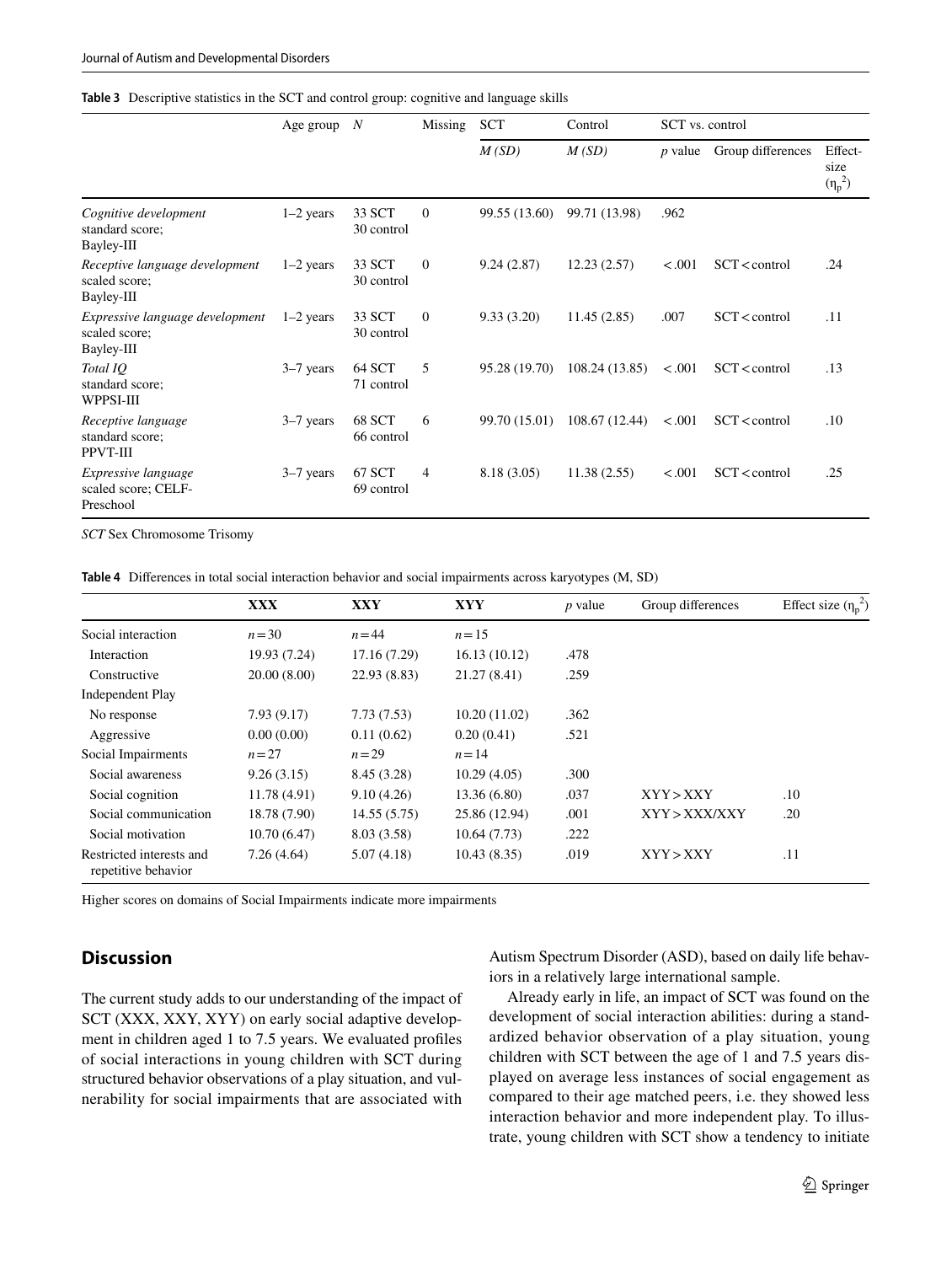**Table 3** Descriptive statistics in the SCT and control group: cognitive and language skills

| | Age group | *N* | Missing | SCT | Control | SCT vs. control | | |
|---|---|---|---|---|---|---|---|---|
| | | | | *M (SD)* | *M (SD)* | *p* value | Group differences | Effect-size ($\eta_p^2$) |
| *Cognitive development* standard score; Bayley-III | 1–2 years | 33 SCT 30 control | 0 | 99.55 (13.60) | 99.71 (13.98) | .962 | | |
| *Receptive language development* scaled score; Bayley-III | 1–2 years | 33 SCT 30 control | 0 | 9.24 (2.87) | 12.23 (2.57) | <.001 | SCT < control | .24 |
| *Expressive language development* scaled score; Bayley-III | 1–2 years | 33 SCT 30 control | 0 | 9.33 (3.20) | 11.45 (2.85) | .007 | SCT < control | .11 |
| *Total IQ* standard score; WPPSI-III | 3–7 years | 64 SCT 71 control | 5 | 95.28 (19.70) | 108.24 (13.85) | <.001 | SCT < control | .13 |
| *Receptive language* standard score; PPVT-III | 3–7 years | 68 SCT 66 control | 6 | 99.70 (15.01) | 108.67 (12.44) | <.001 | SCT < control | .10 |
| *Expressive language* scaled score; CELF-Preschool | 3–7 years | 67 SCT 69 control | 4 | 8.18 (3.05) | 11.38 (2.55) | <.001 | SCT < control | .25 |

*SCT* Sex Chromosome Trisomy

**Table 4** Differences in total social interaction behavior and social impairments across karyotypes (M, SD)

| | XXX | XXY | XYY | *p* value | Group differences | Effect size ($\eta_p^2$) |
|---|---|---|---|---|---|---|
| Social interaction | *n* = 30 | *n* = 44 | *n* = 15 | | | |
| Interaction | 19.93 (7.24) | 17.16 (7.29) | 16.13 (10.12) | .478 | | |
| Constructive | 20.00 (8.00) | 22.93 (8.83) | 21.27 (8.41) | .259 | | |
| Independent Play | | | | | | |
| No response | 7.93 (9.17) | 7.73 (7.53) | 10.20 (11.02) | .362 | | |
| Aggressive | 0.00 (0.00) | 0.11 (0.62) | 0.20 (0.41) | .521 | | |
| Social Impairments | *n* = 27 | *n* = 29 | *n* = 14 | | | |
| Social awareness | 9.26 (3.15) | 8.45 (3.28) | 10.29 (4.05) | .300 | | |
| Social cognition | 11.78 (4.91) | 9.10 (4.26) | 13.36 (6.80) | .037 | XYY > XXY | .10 |
| Social communication | 18.78 (7.90) | 14.55 (5.75) | 25.86 (12.94) | .001 | XYY > XXX/XXY | .20 |
| Social motivation | 10.70 (6.47) | 8.03 (3.58) | 10.64 (7.73) | .222 | | |
| Restricted interests and repetitive behavior | 7.26 (4.64) | 5.07 (4.18) | 10.43 (8.35) | .019 | XYY > XXY | .11 |

Higher scores on domains of Social Impairments indicate more impairments

## Discussion

The current study adds to our understanding of the impact of SCT (XXX, XXY, XYY) on early social adaptive development in children aged 1 to 7.5 years. We evaluated profiles of social interactions in young children with SCT during structured behavior observations of a play situation, and vulnerability for social impairments that are associated with Autism Spectrum Disorder (ASD), based on daily life behaviors in a relatively large international sample.

Already early in life, an impact of SCT was found on the development of social interaction abilities: during a standardized behavior observation of a play situation, young children with SCT between the age of 1 and 7.5 years displayed on average less instances of social engagement as compared to their age matched peers, i.e. they showed less interaction behavior and more independent play. To illustrate, young children with SCT show a tendency to initiate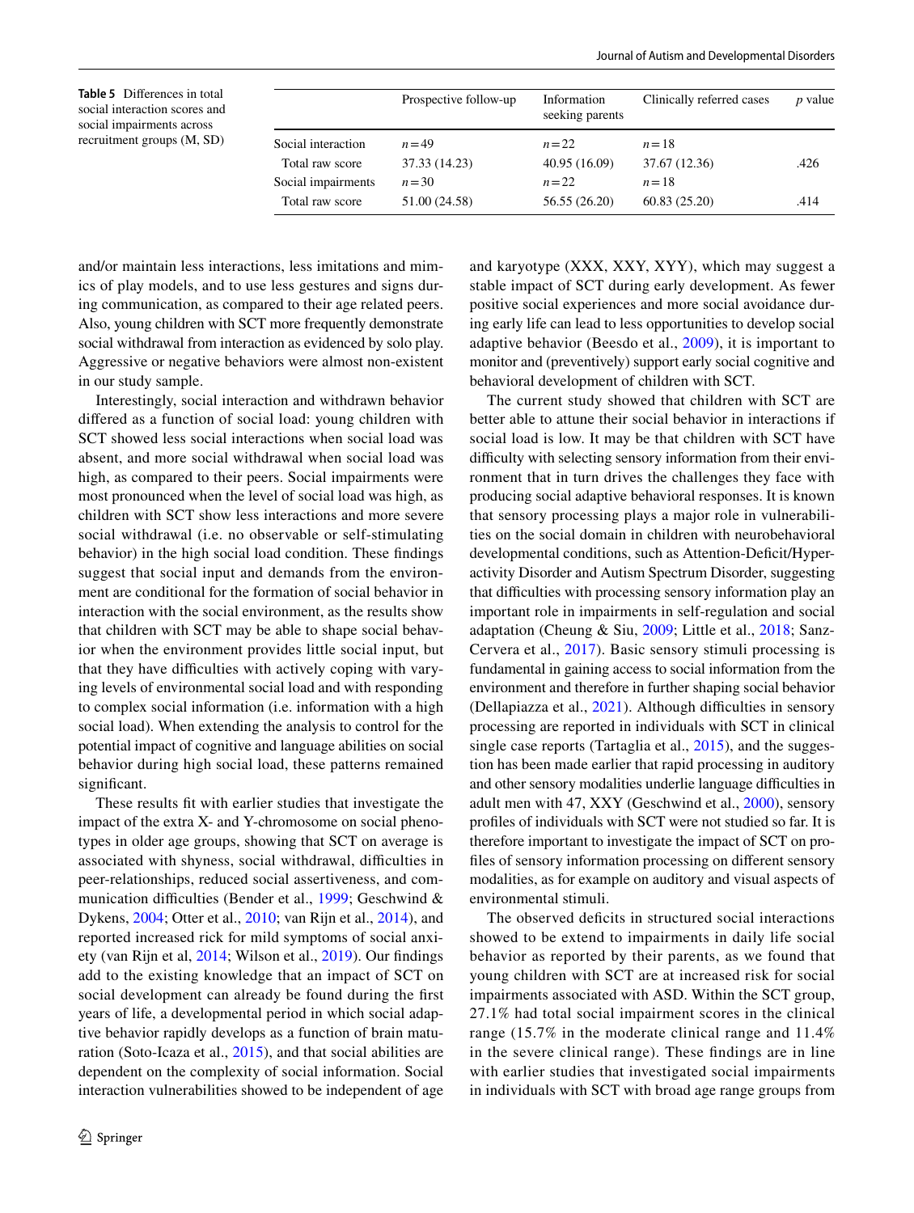**Table 5** Differences in total social interaction scores and social impairments across recruitment groups (M, SD)

| | Prospective follow-up | Information seeking parents | Clinically referred cases | *p* value |
|---|---|---|---|---|
| Social interaction | *n* = 49 | *n* = 22 | *n* = 18 | |
| Total raw score | 37.33 (14.23) | 40.95 (16.09) | 37.67 (12.36) | .426 |
| Social impairments | *n* = 30 | *n* = 22 | *n* = 18 | |
| Total raw score | 51.00 (24.58) | 56.55 (26.20) | 60.83 (25.20) | .414 |

and/or maintain less interactions, less imitations and mimics of play models, and to use less gestures and signs during communication, as compared to their age related peers. Also, young children with SCT more frequently demonstrate social withdrawal from interaction as evidenced by solo play. Aggressive or negative behaviors were almost non-existent in our study sample.

Interestingly, social interaction and withdrawn behavior differed as a function of social load: young children with SCT showed less social interactions when social load was absent, and more social withdrawal when social load was high, as compared to their peers. Social impairments were most pronounced when the level of social load was high, as children with SCT show less interactions and more severe social withdrawal (i.e. no observable or self-stimulating behavior) in the high social load condition. These findings suggest that social input and demands from the environment are conditional for the formation of social behavior in interaction with the social environment, as the results show that children with SCT may be able to shape social behavior when the environment provides little social input, but that they have difficulties with actively coping with varying levels of environmental social load and with responding to complex social information (i.e. information with a high social load). When extending the analysis to control for the potential impact of cognitive and language abilities on social behavior during high social load, these patterns remained significant.

These results fit with earlier studies that investigate the impact of the extra X- and Y-chromosome on social phenotypes in older age groups, showing that SCT on average is associated with shyness, social withdrawal, difficulties in peer-relationships, reduced social assertiveness, and communication difficulties (Bender et al., 1999; Geschwind & Dykens, 2004; Otter et al., 2010; van Rijn et al., 2014), and reported increased rick for mild symptoms of social anxiety (van Rijn et al, 2014; Wilson et al., 2019). Our findings add to the existing knowledge that an impact of SCT on social development can already be found during the first years of life, a developmental period in which social adaptive behavior rapidly develops as a function of brain maturation (Soto-Icaza et al., 2015), and that social abilities are dependent on the complexity of social information. Social interaction vulnerabilities showed to be independent of age and karyotype (XXX, XXY, XYY), which may suggest a stable impact of SCT during early development. As fewer positive social experiences and more social avoidance during early life can lead to less opportunities to develop social adaptive behavior (Beesdo et al., 2009), it is important to monitor and (preventively) support early social cognitive and behavioral development of children with SCT.

The current study showed that children with SCT are better able to attune their social behavior in interactions if social load is low. It may be that children with SCT have difficulty with selecting sensory information from their environment that in turn drives the challenges they face with producing social adaptive behavioral responses. It is known that sensory processing plays a major role in vulnerabilities on the social domain in children with neurobehavioral developmental conditions, such as Attention-Deficit/Hyperactivity Disorder and Autism Spectrum Disorder, suggesting that difficulties with processing sensory information play an important role in impairments in self-regulation and social adaptation (Cheung & Siu, 2009; Little et al., 2018; Sanz-Cervera et al., 2017). Basic sensory stimuli processing is fundamental in gaining access to social information from the environment and therefore in further shaping social behavior (Dellapiazza et al., 2021). Although difficulties in sensory processing are reported in individuals with SCT in clinical single case reports (Tartaglia et al., 2015), and the suggestion has been made earlier that rapid processing in auditory and other sensory modalities underlie language difficulties in adult men with 47, XXY (Geschwind et al., 2000), sensory profiles of individuals with SCT were not studied so far. It is therefore important to investigate the impact of SCT on profiles of sensory information processing on different sensory modalities, as for example on auditory and visual aspects of environmental stimuli.

The observed deficits in structured social interactions showed to be extend to impairments in daily life social behavior as reported by their parents, as we found that young children with SCT are at increased risk for social impairments associated with ASD. Within the SCT group, 27.1% had total social impairment scores in the clinical range (15.7% in the moderate clinical range and 11.4% in the severe clinical range). These findings are in line with earlier studies that investigated social impairments in individuals with SCT with broad age range groups from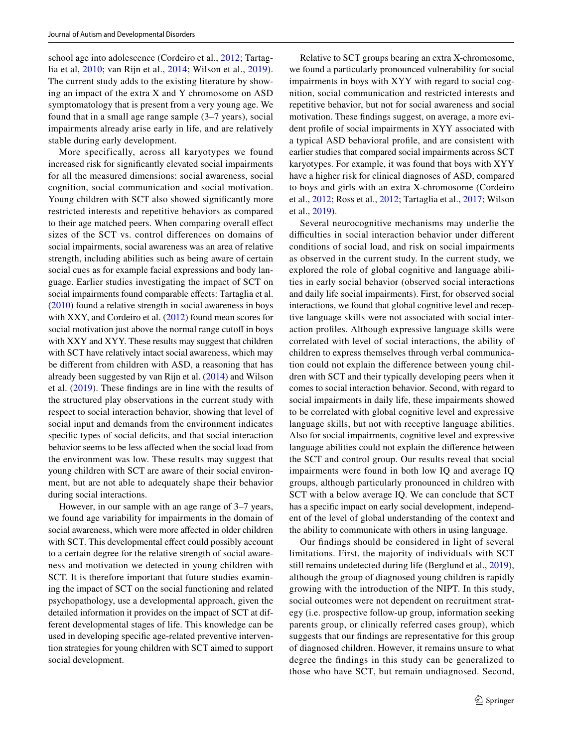school age into adolescence (Cordeiro et al., 2012; Tartaglia et al, 2010; van Rijn et al., 2014; Wilson et al., 2019). The current study adds to the existing literature by showing an impact of the extra X and Y chromosome on ASD symptomatology that is present from a very young age. We found that in a small age range sample (3–7 years), social impairments already arise early in life, and are relatively stable during early development.

More specifically, across all karyotypes we found increased risk for significantly elevated social impairments for all the measured dimensions: social awareness, social cognition, social communication and social motivation. Young children with SCT also showed significantly more restricted interests and repetitive behaviors as compared to their age matched peers. When comparing overall effect sizes of the SCT vs. control differences on domains of social impairments, social awareness was an area of relative strength, including abilities such as being aware of certain social cues as for example facial expressions and body language. Earlier studies investigating the impact of SCT on social impairments found comparable effects: Tartaglia et al. (2010) found a relative strength in social awareness in boys with XXY, and Cordeiro et al. (2012) found mean scores for social motivation just above the normal range cutoff in boys with XXY and XYY. These results may suggest that children with SCT have relatively intact social awareness, which may be different from children with ASD, a reasoning that has already been suggested by van Rijn et al. (2014) and Wilson et al. (2019). These findings are in line with the results of the structured play observations in the current study with respect to social interaction behavior, showing that level of social input and demands from the environment indicates specific types of social deficits, and that social interaction behavior seems to be less affected when the social load from the environment was low. These results may suggest that young children with SCT are aware of their social environment, but are not able to adequately shape their behavior during social interactions.

However, in our sample with an age range of 3–7 years, we found age variability for impairments in the domain of social awareness, which were more affected in older children with SCT. This developmental effect could possibly account to a certain degree for the relative strength of social awareness and motivation we detected in young children with SCT. It is therefore important that future studies examining the impact of SCT on the social functioning and related psychopathology, use a developmental approach, given the detailed information it provides on the impact of SCT at different developmental stages of life. This knowledge can be used in developing specific age-related preventive intervention strategies for young children with SCT aimed to support social development.

Relative to SCT groups bearing an extra X-chromosome, we found a particularly pronounced vulnerability for social impairments in boys with XYY with regard to social cognition, social communication and restricted interests and repetitive behavior, but not for social awareness and social motivation. These findings suggest, on average, a more evident profile of social impairments in XYY associated with a typical ASD behavioral profile, and are consistent with earlier studies that compared social impairments across SCT karyotypes. For example, it was found that boys with XYY have a higher risk for clinical diagnoses of ASD, compared to boys and girls with an extra X-chromosome (Cordeiro et al., 2012; Ross et al., 2012; Tartaglia et al., 2017; Wilson et al., 2019).

Several neurocognitive mechanisms may underlie the difficulties in social interaction behavior under different conditions of social load, and risk on social impairments as observed in the current study. In the current study, we explored the role of global cognitive and language abilities in early social behavior (observed social interactions and daily life social impairments). First, for observed social interactions, we found that global cognitive level and receptive language skills were not associated with social interaction profiles. Although expressive language skills were correlated with level of social interactions, the ability of children to express themselves through verbal communication could not explain the difference between young children with SCT and their typically developing peers when it comes to social interaction behavior. Second, with regard to social impairments in daily life, these impairments showed to be correlated with global cognitive level and expressive language skills, but not with receptive language abilities. Also for social impairments, cognitive level and expressive language abilities could not explain the difference between the SCT and control group. Our results reveal that social impairments were found in both low IQ and average IQ groups, although particularly pronounced in children with SCT with a below average IQ. We can conclude that SCT has a specific impact on early social development, independent of the level of global understanding of the context and the ability to communicate with others in using language.

Our findings should be considered in light of several limitations. First, the majority of individuals with SCT still remains undetected during life (Berglund et al., 2019), although the group of diagnosed young children is rapidly growing with the introduction of the NIPT. In this study, social outcomes were not dependent on recruitment strategy (i.e. prospective follow-up group, information seeking parents group, or clinically referred cases group), which suggests that our findings are representative for this group of diagnosed children. However, it remains unsure to what degree the findings in this study can be generalized to those who have SCT, but remain undiagnosed. Second,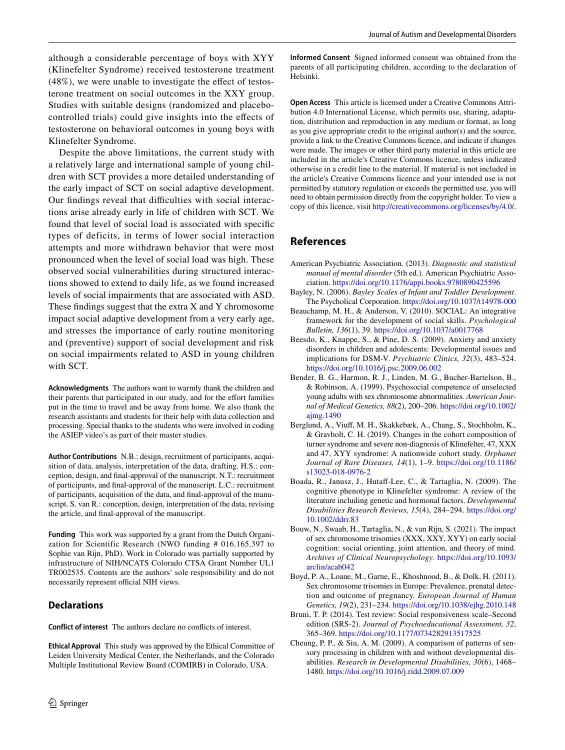although a considerable percentage of boys with XYY (Klinefelter Syndrome) received testosterone treatment (48%), we were unable to investigate the effect of testosterone treatment on social outcomes in the XXY group. Studies with suitable designs (randomized and placebo-controlled trials) could give insights into the effects of testosterone on behavioral outcomes in young boys with Klinefelter Syndrome.

Despite the above limitations, the current study with a relatively large and international sample of young children with SCT provides a more detailed understanding of the early impact of SCT on social adaptive development. Our findings reveal that difficulties with social interactions arise already early in life of children with SCT. We found that level of social load is associated with specific types of deficits, in terms of lower social interaction attempts and more withdrawn behavior that were most pronounced when the level of social load was high. These observed social vulnerabilities during structured interactions showed to extend to daily life, as we found increased levels of social impairments that are associated with ASD. These findings suggest that the extra X and Y chromosome impact social adaptive development from a very early age, and stresses the importance of early routine monitoring and (preventive) support of social development and risk on social impairments related to ASD in young children with SCT.

**Acknowledgments** The authors want to warmly thank the children and their parents that participated in our study, and for the effort families put in the time to travel and be away from home. We also thank the research assistants and students for their help with data collection and processing. Special thanks to the students who were involved in coding the ASIEP video's as part of their master studies.

**Author Contributions** N.B.: design, recruitment of participants, acquisition of data, analysis, interpretation of the data, drafting. H.S.: conception, design, and final-approval of the manuscript. N.T.: recruitment of participants, and final-approval of the manuscript. L.C.: recruitment of participants, acquisition of the data, and final-approval of the manuscript. S. van R.: conception, design, interpretation of the data, revising the article, and final-approval of the manuscript.

**Funding** This work was supported by a grant from the Dutch Organization for Scientific Research (NWO funding # 016.165.397 to Sophie van Rijn, PhD). Work in Colorado was partially supported by infrastructure of NIH/NCATS Colorado CTSA Grant Number UL1 TR002535. Contents are the authors' sole responsibility and do not necessarily represent official NIH views.

## Declarations

**Conflict of interest** The authors declare no conflicts of interest.

**Ethical Approval** This study was approved by the Ethical Committee of Leiden University Medical Center, the Netherlands, and the Colorado Multiple Institutional Review Board (COMIRB) in Colorado, USA.

**Informed Consent** Signed informed consent was obtained from the parents of all participating children, according to the declaration of Helsinki.

**Open Access** This article is licensed under a Creative Commons Attribution 4.0 International License, which permits use, sharing, adaptation, distribution and reproduction in any medium or format, as long as you give appropriate credit to the original author(s) and the source, provide a link to the Creative Commons licence, and indicate if changes were made. The images or other third party material in this article are included in the article's Creative Commons licence, unless indicated otherwise in a credit line to the material. If material is not included in the article's Creative Commons licence and your intended use is not permitted by statutory regulation or exceeds the permitted use, you will need to obtain permission directly from the copyright holder. To view a copy of this licence, visit http://creativecommons.org/licenses/by/4.0/.

## References

American Psychiatric Association. (2013). *Diagnostic and statistical manual of mental disorder* (5th ed.). American Psychiatric Association. https://doi.org/10.1176/appi.books.9780890425596

Bayley, N. (2006). *Bayley Scales of Infant and Toddler Development*. The Psychological Corporation. https://doi.org/10.1037/t14978-000

Beauchamp, M. H., & Anderson, V. (2010). SOCIAL: An integrative framework for the development of social skills. *Psychological Bulletin, 136*(1), 39. https://doi.org/10.1037/a0017768

Beesdo, K., Knappe, S., & Pine, D. S. (2009). Anxiety and anxiety disorders in children and adolescents: Developmental issues and implications for DSM-V. *Psychiatric Clinics, 32*(3), 483–524. https://doi.org/10.1016/j.psc.2009.06.002

Bender, B. G., Harmon, R. J., Linden, M. G., Bucher-Bartelson, B., & Robinson, A. (1999). Psychosocial competence of unselected young adults with sex chromosome abnormalities. *American Journal of Medical Genetics, 88*(2), 200–206. https://doi.org/10.1002/ajmg.1490

Berglund, A., Viuff, M. H., Skakkebæk, A., Chang, S., Stochholm, K., & Gravholt, C. H. (2019). Changes in the cohort composition of turner syndrome and severe non-diagnosis of Klinefelter, 47, XXX and 47, XYY syndrome: A nationwide cohort study. *Orphanet Journal of Rare Diseases, 14*(1), 1–9. https://doi.org/10.1186/s13023-018-0976-2

Boada, R., Janusz, J., Hutaff-Lee, C., & Tartaglia, N. (2009). The cognitive phenotype in Klinefelter syndrome: A review of the literature including genetic and hormonal factors. *Developmental Disabilities Research Reviews, 15*(4), 284–294. https://doi.org/10.1002/ddrr.83

Bouw, N., Swaab, H., Tartaglia, N., & van Rijn, S. (2021). The impact of sex chromosome trisomies (XXX, XXY, XYY) on early social cognition: social orienting, joint attention, and theory of mind. *Archives of Clinical Neuropsychology*. https://doi.org/10.1093/arclin/acab042

Boyd, P. A., Loane, M., Garne, E., Khoshnood, B., & Dolk, H. (2011). Sex chromosome trisomies in Europe: Prevalence, prenatal detection and outcome of pregnancy. *European Journal of Human Genetics, 19*(2), 231–234. https://doi.org/10.1038/ejhg.2010.148

Bruni, T. P. (2014). Test review: Social responsiveness scale–Second edition (SRS-2). *Journal of Psychoeducational Assessment, 32*, 365–369. https://doi.org/10.1177/0734282913517525

Cheung, P. P., & Siu, A. M. (2009). A comparison of patterns of sensory processing in children with and without developmental disabilities. *Research in Developmental Disabilities, 30*(6), 1468–1480. https://doi.org/10.1016/j.ridd.2009.07.009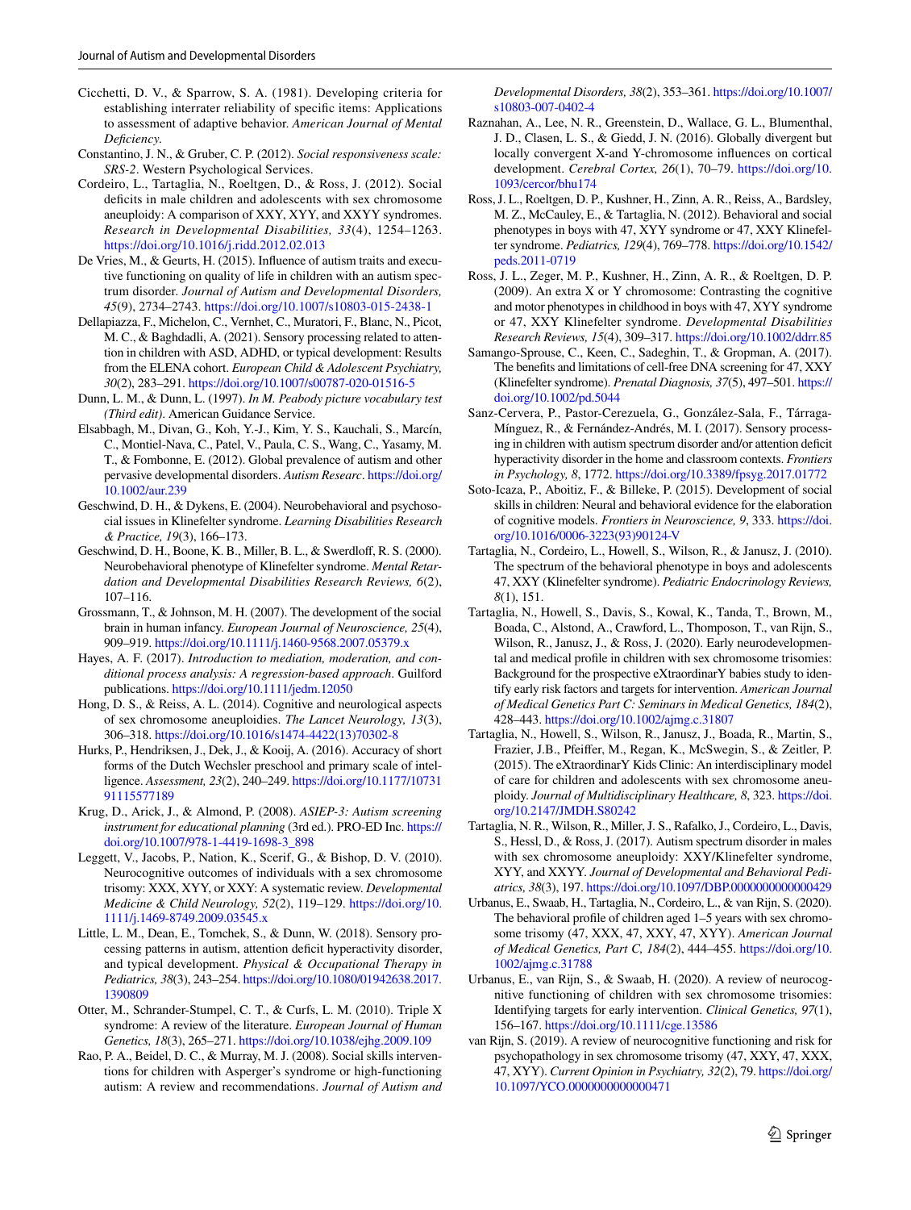Cicchetti, D. V., & Sparrow, S. A. (1981). Developing criteria for establishing interrater reliability of specific items: Applications to assessment of adaptive behavior. *American Journal of Mental Deficiency*.

Constantino, J. N., & Gruber, C. P. (2012). *Social responsiveness scale: SRS-2*. Western Psychological Services.

Cordeiro, L., Tartaglia, N., Roeltgen, D., & Ross, J. (2012). Social deficits in male children and adolescents with sex chromosome aneuploidy: A comparison of XXY, XYY, and XXYY syndromes. *Research in Developmental Disabilities, 33*(4), 1254–1263. https://doi.org/10.1016/j.ridd.2012.02.013

De Vries, M., & Geurts, H. (2015). Influence of autism traits and executive functioning on quality of life in children with an autism spectrum disorder. *Journal of Autism and Developmental Disorders, 45*(9), 2734–2743. https://doi.org/10.1007/s10803-015-2438-1

Dellapiazza, F., Michelon, C., Vernhet, C., Muratori, F., Blanc, N., Picot, M. C., & Baghdadli, A. (2021). Sensory processing related to attention in children with ASD, ADHD, or typical development: Results from the ELENA cohort. *European Child & Adolescent Psychiatry, 30*(2), 283–291. https://doi.org/10.1007/s00787-020-01516-5

Dunn, L. M., & Dunn, L. (1997). *In M. Peabody picture vocabulary test (Third edit)*. American Guidance Service.

Elsabbagh, M., Divan, G., Koh, Y.-J., Kim, Y. S., Kauchali, S., Marcín, C., Montiel-Nava, C., Patel, V., Paula, C. S., Wang, C., Yasamy, M. T., & Fombonne, E. (2012). Global prevalence of autism and other pervasive developmental disorders. *Autism Researc*. https://doi.org/10.1002/aur.239

Geschwind, D. H., & Dykens, E. (2004). Neurobehavioral and psychosocial issues in Klinefelter syndrome. *Learning Disabilities Research & Practice, 19*(3), 166–173.

Geschwind, D. H., Boone, K. B., Miller, B. L., & Swerdloff, R. S. (2000). Neurobehavioral phenotype of Klinefelter syndrome. *Mental Retardation and Developmental Disabilities Research Reviews, 6*(2), 107–116.

Grossmann, T., & Johnson, M. H. (2007). The development of the social brain in human infancy. *European Journal of Neuroscience, 25*(4), 909–919. https://doi.org/10.1111/j.1460-9568.2007.05379.x

Hayes, A. F. (2017). *Introduction to mediation, moderation, and conditional process analysis: A regression-based approach*. Guilford publications. https://doi.org/10.1111/jedm.12050

Hong, D. S., & Reiss, A. L. (2014). Cognitive and neurological aspects of sex chromosome aneuploidies. *The Lancet Neurology, 13*(3), 306–318. https://doi.org/10.1016/s1474-4422(13)70302-8

Hurks, P., Hendriksen, J., Dek, J., & Kooij, A. (2016). Accuracy of short forms of the Dutch Wechsler preschool and primary scale of intelligence. *Assessment, 23*(2), 240–249. https://doi.org/10.1177/1073191115577189

Krug, D., Arick, J., & Almond, P. (2008). *ASIEP-3: Autism screening instrument for educational planning* (3rd ed.). PRO-ED Inc. https://doi.org/10.1007/978-1-4419-1698-3_898

Leggett, V., Jacobs, P., Nation, K., Scerif, G., & Bishop, D. V. (2010). Neurocognitive outcomes of individuals with a sex chromosome trisomy: XXX, XYY, or XXY: A systematic review. *Developmental Medicine & Child Neurology, 52*(2), 119–129. https://doi.org/10.1111/j.1469-8749.2009.03545.x

Little, L. M., Dean, E., Tomchek, S., & Dunn, W. (2018). Sensory processing patterns in autism, attention deficit hyperactivity disorder, and typical development. *Physical & Occupational Therapy in Pediatrics, 38*(3), 243–254. https://doi.org/10.1080/01942638.2017.1390809

Otter, M., Schrander-Stumpel, C. T., & Curfs, L. M. (2010). Triple X syndrome: A review of the literature. *European Journal of Human Genetics, 18*(3), 265–271. https://doi.org/10.1038/ejhg.2009.109

Rao, P. A., Beidel, D. C., & Murray, M. J. (2008). Social skills interventions for children with Asperger's syndrome or high-functioning autism: A review and recommendations. *Journal of Autism and Developmental Disorders, 38*(2), 353–361. https://doi.org/10.1007/s10803-007-0402-4

Raznahan, A., Lee, N. R., Greenstein, D., Wallace, G. L., Blumenthal, J. D., Clasen, L. S., & Giedd, J. N. (2016). Globally divergent but locally convergent X-and Y-chromosome influences on cortical development. *Cerebral Cortex, 26*(1), 70–79. https://doi.org/10.1093/cercor/bhu174

Ross, J. L., Roeltgen, D. P., Kushner, H., Zinn, A. R., Reiss, A., Bardsley, M. Z., McCauley, E., & Tartaglia, N. (2012). Behavioral and social phenotypes in boys with 47, XYY syndrome or 47, XXY Klinefelter syndrome. *Pediatrics, 129*(4), 769–778. https://doi.org/10.1542/peds.2011-0719

Ross, J. L., Zeger, M. P., Kushner, H., Zinn, A. R., & Roeltgen, D. P. (2009). An extra X or Y chromosome: Contrasting the cognitive and motor phenotypes in childhood in boys with 47, XYY syndrome or 47, XXY Klinefelter syndrome. *Developmental Disabilities Research Reviews, 15*(4), 309–317. https://doi.org/10.1002/ddrr.85

Samango-Sprouse, C., Keen, C., Sadeghin, T., & Gropman, A. (2017). The benefits and limitations of cell-free DNA screening for 47, XXY (Klinefelter syndrome). *Prenatal Diagnosis, 37*(5), 497–501. https://doi.org/10.1002/pd.5044

Sanz-Cervera, P., Pastor-Cerezuela, G., González-Sala, F., Tárraga-Mínguez, R., & Fernández-Andrés, M. I. (2017). Sensory processing in children with autism spectrum disorder and/or attention deficit hyperactivity disorder in the home and classroom contexts. *Frontiers in Psychology, 8*, 1772. https://doi.org/10.3389/fpsyg.2017.01772

Soto-Icaza, P., Aboitiz, F., & Billeke, P. (2015). Development of social skills in children: Neural and behavioral evidence for the elaboration of cognitive models. *Frontiers in Neuroscience, 9*, 333. https://doi.org/10.1016/0006-3223(93)90124-V

Tartaglia, N., Cordeiro, L., Howell, S., Wilson, R., & Janusz, J. (2010). The spectrum of the behavioral phenotype in boys and adolescents 47, XXY (Klinefelter syndrome). *Pediatric Endocrinology Reviews, 8*(1), 151.

Tartaglia, N., Howell, S., Davis, S., Kowal, K., Tanda, T., Brown, M., Boada, C., Alstond, A., Crawford, L., Thompson, T., van Rijn, S., Wilson, R., Janusz, J., & Ross, J. (2020). Early neurodevelopmental and medical profile in children with sex chromosome trisomies: Background for the prospective eXtraordinarY babies study to identify early risk factors and targets for intervention. *American Journal of Medical Genetics Part C: Seminars in Medical Genetics, 184*(2), 428–443. https://doi.org/10.1002/ajmg.c.31807

Tartaglia, N., Howell, S., Wilson, R., Janusz, J., Boada, R., Martin, S., Frazier, J.B., Pfeiffer, M., Regan, K., McSwegin, S., & Zeitler, P. (2015). The eXtraordinarY Kids Clinic: An interdisciplinary model of care for children and adolescents with sex chromosome aneuploidy. *Journal of Multidisciplinary Healthcare, 8*, 323. https://doi.org/10.2147/JMDH.S80242

Tartaglia, N. R., Wilson, R., Miller, J. S., Rafalko, J., Cordeiro, L., Davis, S., Hessl, D., & Ross, J. (2017). Autism spectrum disorder in males with sex chromosome aneuploidy: XXY/Klinefelter syndrome, XYY, and XXYY. *Journal of Developmental and Behavioral Pediatrics, 38*(3), 197. https://doi.org/10.1097/DBP.0000000000000429

Urbanus, E., Swaab, H., Tartaglia, N., Cordeiro, L., & van Rijn, S. (2020). The behavioral profile of children aged 1–5 years with sex chromosome trisomy (47, XXX, 47, XXY, 47, XYY). *American Journal of Medical Genetics, Part C, 184*(2), 444–455. https://doi.org/10.1002/ajmg.c.31788

Urbanus, E., van Rijn, S., & Swaab, H. (2020). A review of neurocognitive functioning of children with sex chromosome trisomies: Identifying targets for early intervention. *Clinical Genetics, 97*(1), 156–167. https://doi.org/10.1111/cge.13586

van Rijn, S. (2019). A review of neurocognitive functioning and risk for psychopathology in sex chromosome trisomy (47, XXY, 47, XXX, 47, XYY). *Current Opinion in Psychiatry, 32*(2), 79. https://doi.org/10.1097/YCO.0000000000000471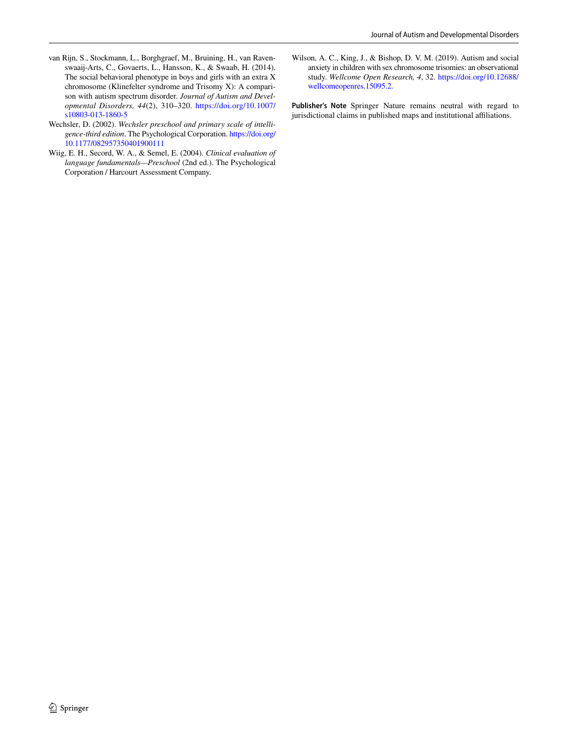van Rijn, S., Stockmann, L., Borghgraef, M., Bruining, H., van Ravenswaaij-Arts, C., Govaerts, L., Hansson, K., & Swaab, H. (2014). The social behavioral phenotype in boys and girls with an extra X chromosome (Klinefelter syndrome and Trisomy X): A comparison with autism spectrum disorder. *Journal of Autism and Developmental Disorders, 44*(2), 310–320. https://doi.org/10.1007/s10803-013-1860-5

Wechsler, D. (2002). *Wechsler preschool and primary scale of intelligence-third edition*. The Psychological Corporation. https://doi.org/10.1177/082957350401900111

Wiig, E. H., Secord, W. A., & Semel, E. (2004). *Clinical evaluation of language fundamentals—Preschool* (2nd ed.). The Psychological Corporation / Harcourt Assessment Company.

Wilson, A. C., King, J., & Bishop, D. V. M. (2019). Autism and social anxiety in children with sex chromosome trisomies: an observational study. *Wellcome Open Research, 4*, 32. https://doi.org/10.12688/wellcomeopenres.15095.2.

**Publisher's Note** Springer Nature remains neutral with regard to jurisdictional claims in published maps and institutional affiliations.